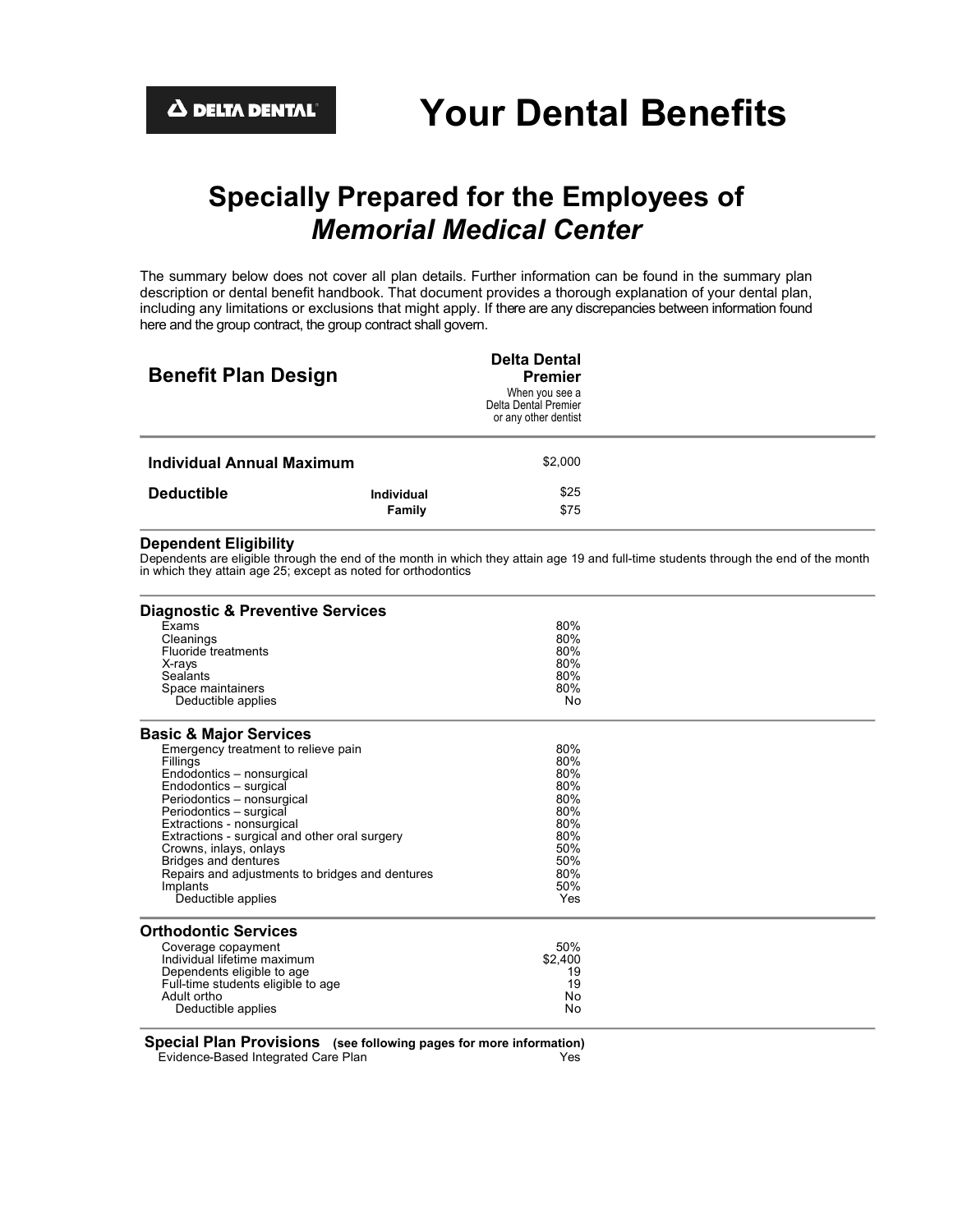DELTA DENTAL

# Your Dental Benefits

## Specially Prepared for the Employees of *Memorial Medical Center*

The summary below does not cover all plan details. Further information can be found in the summary plan description or dental benefit handbook. That document provides a thorough explanation of your dental plan, including any limitations or exclusions that might apply. If there are any discrepancies between information found here and the group contract, the group contract shall govern.

| Benefit Plan Design | | Delta Dental Premier<br>When you see a Delta Dental Premier or any other dentist |
|---|---|---|
| **Individual Annual Maximum** | | $2,000 |
| **Deductible** | **Individual** | $25 |
| | **Family** | $75 |

**Dependent Eligibility**
Dependents are eligible through the end of the month in which they attain age 19 and full-time students through the end of the month in which they attain age 25; except as noted for orthodontics

| Diagnostic & Preventive Services | |
|---|---|
| Exams | 80% |
| Cleanings | 80% |
| Fluoride treatments | 80% |
| X-rays | 80% |
| Sealants | 80% |
| Space maintainers | 80% |
| Deductible applies | No |

| Basic & Major Services | |
|---|---|
| Emergency treatment to relieve pain | 80% |
| Fillings | 80% |
| Endodontics – nonsurgical | 80% |
| Endodontics – surgical | 80% |
| Periodontics – nonsurgical | 80% |
| Periodontics – surgical | 80% |
| Extractions - nonsurgical | 80% |
| Extractions - surgical and other oral surgery | 80% |
| Crowns, inlays, onlays | 50% |
| Bridges and dentures | 50% |
| Repairs and adjustments to bridges and dentures | 80% |
| Implants | 50% |
| Deductible applies | Yes |

| Orthodontic Services | |
|---|---|
| Coverage copayment | 50% |
| Individual lifetime maximum | $2,400 |
| Dependents eligible to age | 19 |
| Full-time students eligible to age | 19 |
| Adult ortho | No |
| Deductible applies | No |

| Special Plan Provisions (see following pages for more information) | |
|---|---|
| Evidence-Based Integrated Care Plan | Yes |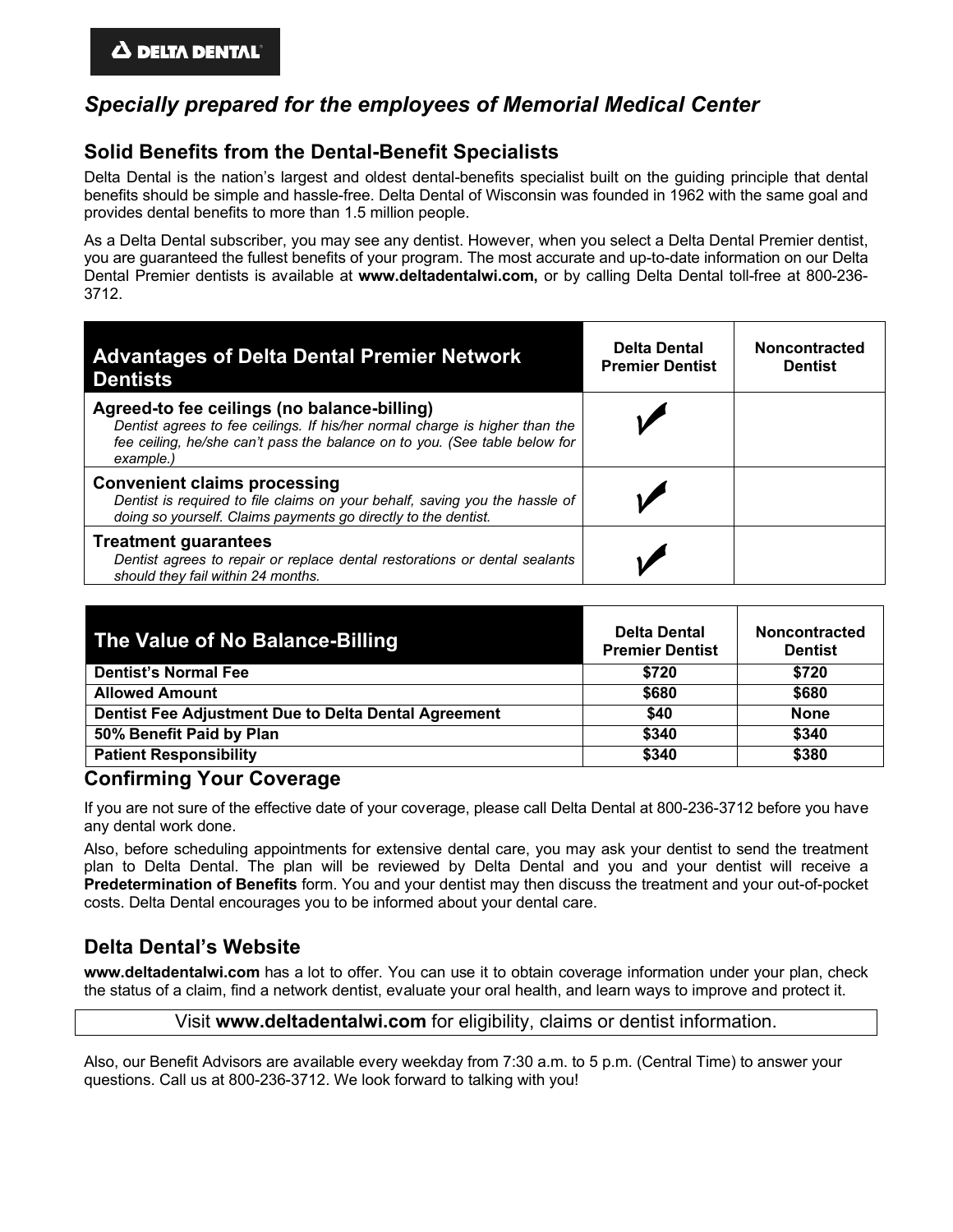**DELTA DENTAL**

# *Specially prepared for the employees of Memorial Medical Center*

## Solid Benefits from the Dental-Benefit Specialists

Delta Dental is the nation's largest and oldest dental-benefits specialist built on the guiding principle that dental benefits should be simple and hassle-free. Delta Dental of Wisconsin was founded in 1962 with the same goal and provides dental benefits to more than 1.5 million people.

As a Delta Dental subscriber, you may see any dentist. However, when you select a Delta Dental Premier dentist, you are guaranteed the fullest benefits of your program. The most accurate and up-to-date information on our Delta Dental Premier dentists is available at **www.deltadentalwi.com,** or by calling Delta Dental toll-free at 800-236-3712.

| Advantages of Delta Dental Premier Network Dentists | Delta Dental Premier Dentist | Noncontracted Dentist |
|---|---|---|
| **Agreed-to fee ceilings (no balance-billing)**<br>*Dentist agrees to fee ceilings. If his/her normal charge is higher than the fee ceiling, he/she can't pass the balance on to you. (See table below for example.)* | ✓ | |
| **Convenient claims processing**<br>*Dentist is required to file claims on your behalf, saving you the hassle of doing so yourself. Claims payments go directly to the dentist.* | ✓ | |
| **Treatment guarantees**<br>*Dentist agrees to repair or replace dental restorations or dental sealants should they fail within 24 months.* | ✓ | |

| The Value of No Balance-Billing | Delta Dental Premier Dentist | Noncontracted Dentist |
|---|---|---|
| **Dentist's Normal Fee** | **$720** | **$720** |
| **Allowed Amount** | **$680** | **$680** |
| **Dentist Fee Adjustment Due to Delta Dental Agreement** | **$40** | **None** |
| **50% Benefit Paid by Plan** | **$340** | **$340** |
| **Patient Responsibility** | **$340** | **$380** |

## Confirming Your Coverage

If you are not sure of the effective date of your coverage, please call Delta Dental at 800-236-3712 before you have any dental work done.

Also, before scheduling appointments for extensive dental care, you may ask your dentist to send the treatment plan to Delta Dental. The plan will be reviewed by Delta Dental and you and your dentist will receive a **Predetermination of Benefits** form. You and your dentist may then discuss the treatment and your out-of-pocket costs. Delta Dental encourages you to be informed about your dental care.

## Delta Dental's Website

**www.deltadentalwi.com** has a lot to offer. You can use it to obtain coverage information under your plan, check the status of a claim, find a network dentist, evaluate your oral health, and learn ways to improve and protect it.

Visit **www.deltadentalwi.com** for eligibility, claims or dentist information.

Also, our Benefit Advisors are available every weekday from 7:30 a.m. to 5 p.m. (Central Time) to answer your questions. Call us at 800-236-3712. We look forward to talking with you!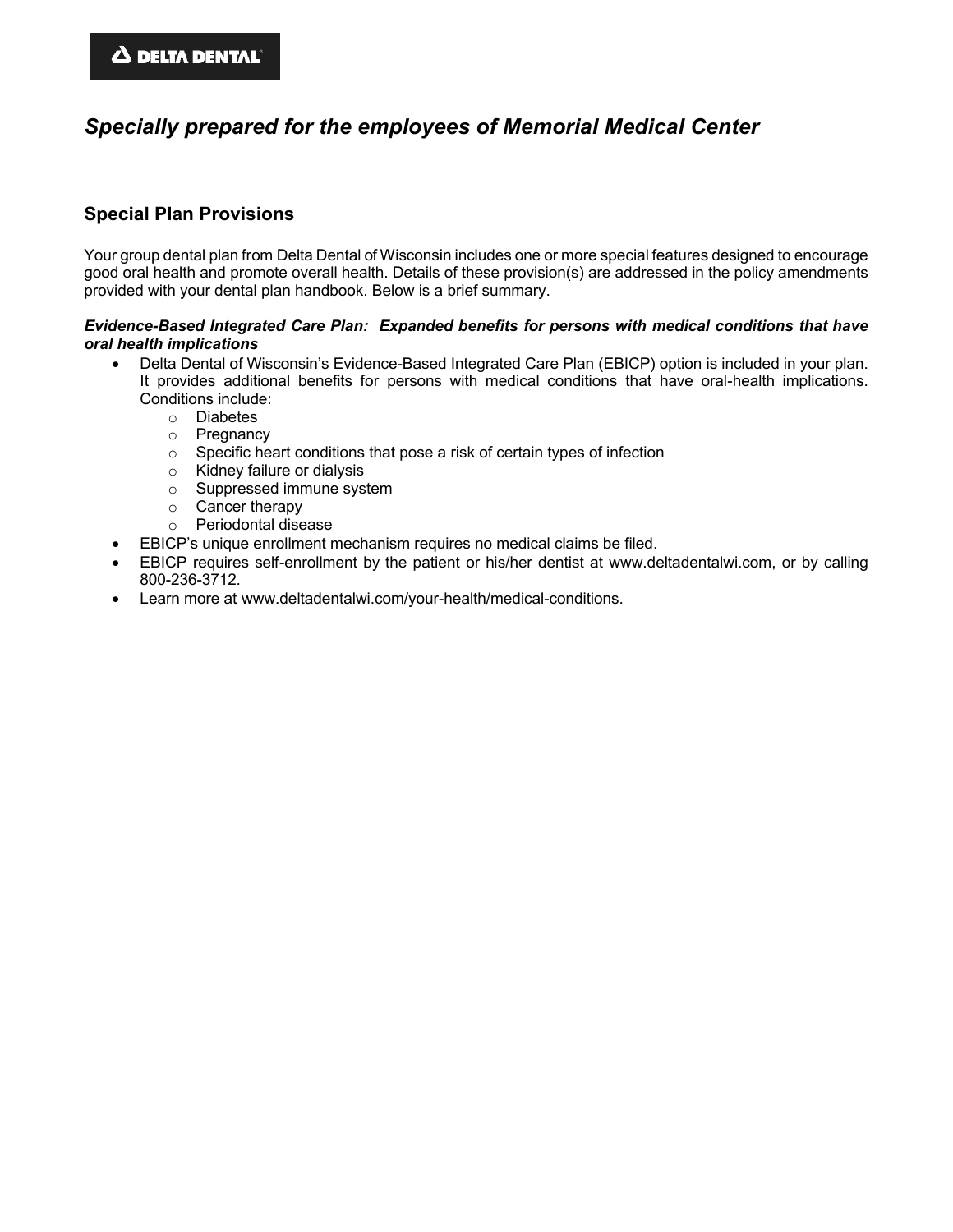DELTA DENTAL

*Specially prepared for the employees of Memorial Medical Center*

## Special Plan Provisions

Your group dental plan from Delta Dental of Wisconsin includes one or more special features designed to encourage good oral health and promote overall health. Details of these provision(s) are addressed in the policy amendments provided with your dental plan handbook. Below is a brief summary.

***Evidence-Based Integrated Care Plan: Expanded benefits for persons with medical conditions that have oral health implications***

- Delta Dental of Wisconsin's Evidence-Based Integrated Care Plan (EBICP) option is included in your plan. It provides additional benefits for persons with medical conditions that have oral-health implications. Conditions include:
  - Diabetes
  - Pregnancy
  - Specific heart conditions that pose a risk of certain types of infection
  - Kidney failure or dialysis
  - Suppressed immune system
  - Cancer therapy
  - Periodontal disease
- EBICP's unique enrollment mechanism requires no medical claims be filed.
- EBICP requires self-enrollment by the patient or his/her dentist at www.deltadentalwi.com, or by calling 800-236-3712.
- Learn more at www.deltadentalwi.com/your-health/medical-conditions.